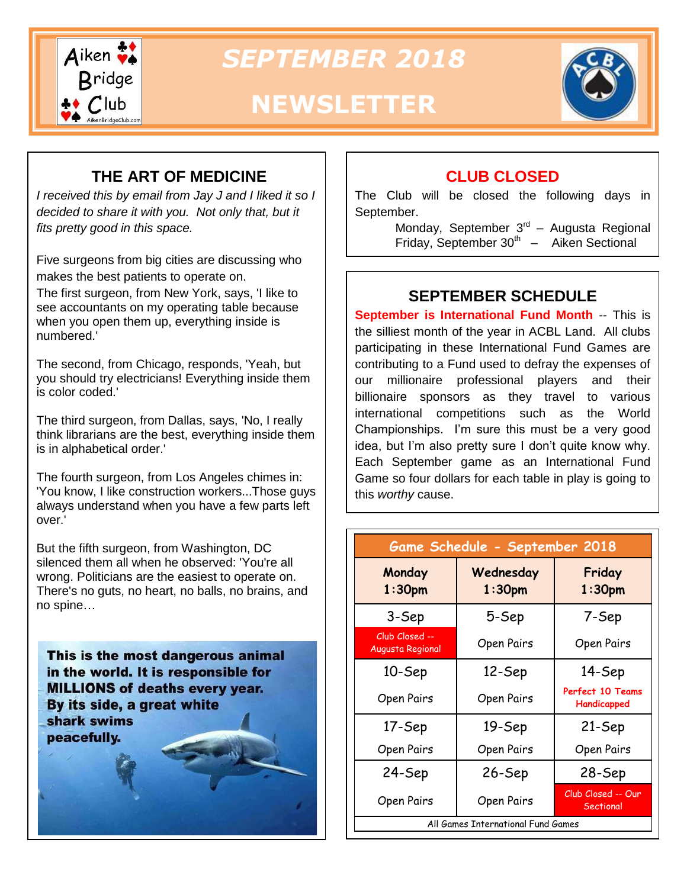# SEPTEMBER 2018 NEWSLETTER

Aiken Bridge Club

## THE ART OF MEDICINE

*I received this by email from Jay J and I liked it so I decided to share it with you. Not only that, but it fits pretty good in this space.*

Five surgeons from big cities are discussing who makes the best patients to operate on.

The first surgeon, from New York, says, 'I like to see accountants on my operating table because when you open them up, everything inside is numbered.'

The second, from Chicago, responds, 'Yeah, but you should try electricians! Everything inside them is color coded.'

The third surgeon, from Dallas, says, 'No, I really think librarians are the best, everything inside them is in alphabetical order.'

The fourth surgeon, from Los Angeles chimes in: 'You know, I like construction workers...Those guys always understand when you have a few parts left over.'

But the fifth surgeon, from Washington, DC silenced them all when he observed: 'You're all wrong. Politicians are the easiest to operate on. There's no guts, no heart, no balls, no brains, and no spine…

**This is the most dangerous animal in the world. It is responsible for MILLIONS of deaths every year. By its side, a great white shark swims peacefully.**

## CLUB CLOSED

The Club will be closed the following days in September.

Monday, September 3rd – Augusta Regional
Friday, September 30th – Aiken Sectional

## SEPTEMBER SCHEDULE

**September is International Fund Month** -- This is the silliest month of the year in ACBL Land. All clubs participating in these International Fund Games are contributing to a Fund used to defray the expenses of our millionaire professional players and their billionaire sponsors as they travel to various international competitions such as the World Championships. I'm sure this must be a very good idea, but I'm also pretty sure I don't quite know why. Each September game as an International Fund Game so four dollars for each table in play is going to this *worthy* cause.

**Game Schedule - September 2018**

| Monday 1:30pm | Wednesday 1:30pm | Friday 1:30pm |
|---|---|---|
| 3-Sep Club Closed -- Augusta Regional | 5-Sep Open Pairs | 7-Sep Open Pairs |
| 10-Sep Open Pairs | 12-Sep Open Pairs | 14-Sep Perfect 10 Teams Handicapped |
| 17-Sep Open Pairs | 19-Sep Open Pairs | 21-Sep Open Pairs |
| 24-Sep Open Pairs | 26-Sep Open Pairs | 28-Sep Club Closed -- Our Sectional |

All Games International Fund Games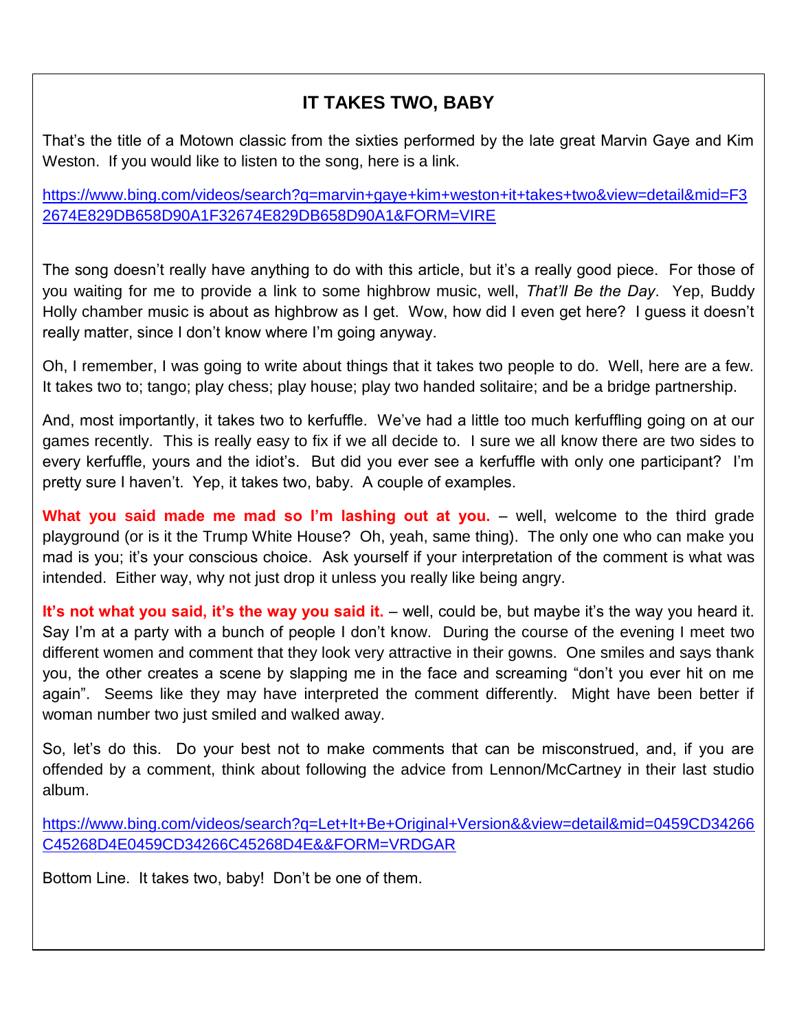## IT TAKES TWO, BABY

That's the title of a Motown classic from the sixties performed by the late great Marvin Gaye and Kim Weston. If you would like to listen to the song, here is a link.

https://www.bing.com/videos/search?q=marvin+gaye+kim+weston+it+takes+two&view=detail&mid=F32674E829DB658D90A1F32674E829DB658D90A1&FORM=VIRE

The song doesn't really have anything to do with this article, but it's a really good piece. For those of you waiting for me to provide a link to some highbrow music, well, *That'll Be the Day*. Yep, Buddy Holly chamber music is about as highbrow as I get. Wow, how did I even get here? I guess it doesn't really matter, since I don't know where I'm going anyway.

Oh, I remember, I was going to write about things that it takes two people to do. Well, here are a few. It takes two to; tango; play chess; play house; play two handed solitaire; and be a bridge partnership.

And, most importantly, it takes two to kerfuffle. We've had a little too much kerfuffling going on at our games recently. This is really easy to fix if we all decide to. I sure we all know there are two sides to every kerfuffle, yours and the idiot's. But did you ever see a kerfuffle with only one participant? I'm pretty sure I haven't. Yep, it takes two, baby. A couple of examples.

**What you said made me mad so I'm lashing out at you.** – well, welcome to the third grade playground (or is it the Trump White House? Oh, yeah, same thing). The only one who can make you mad is you; it's your conscious choice. Ask yourself if your interpretation of the comment is what was intended. Either way, why not just drop it unless you really like being angry.

**It's not what you said, it's the way you said it.** – well, could be, but maybe it's the way you heard it. Say I'm at a party with a bunch of people I don't know. During the course of the evening I meet two different women and comment that they look very attractive in their gowns. One smiles and says thank you, the other creates a scene by slapping me in the face and screaming "don't you ever hit on me again". Seems like they may have interpreted the comment differently. Might have been better if woman number two just smiled and walked away.

So, let's do this. Do your best not to make comments that can be misconstrued, and, if you are offended by a comment, think about following the advice from Lennon/McCartney in their last studio album.

https://www.bing.com/videos/search?q=Let+It+Be+Original+Version&&view=detail&mid=0459CD34266C45268D4E0459CD34266C45268D4E&&FORM=VRDGAR

Bottom Line. It takes two, baby! Don't be one of them.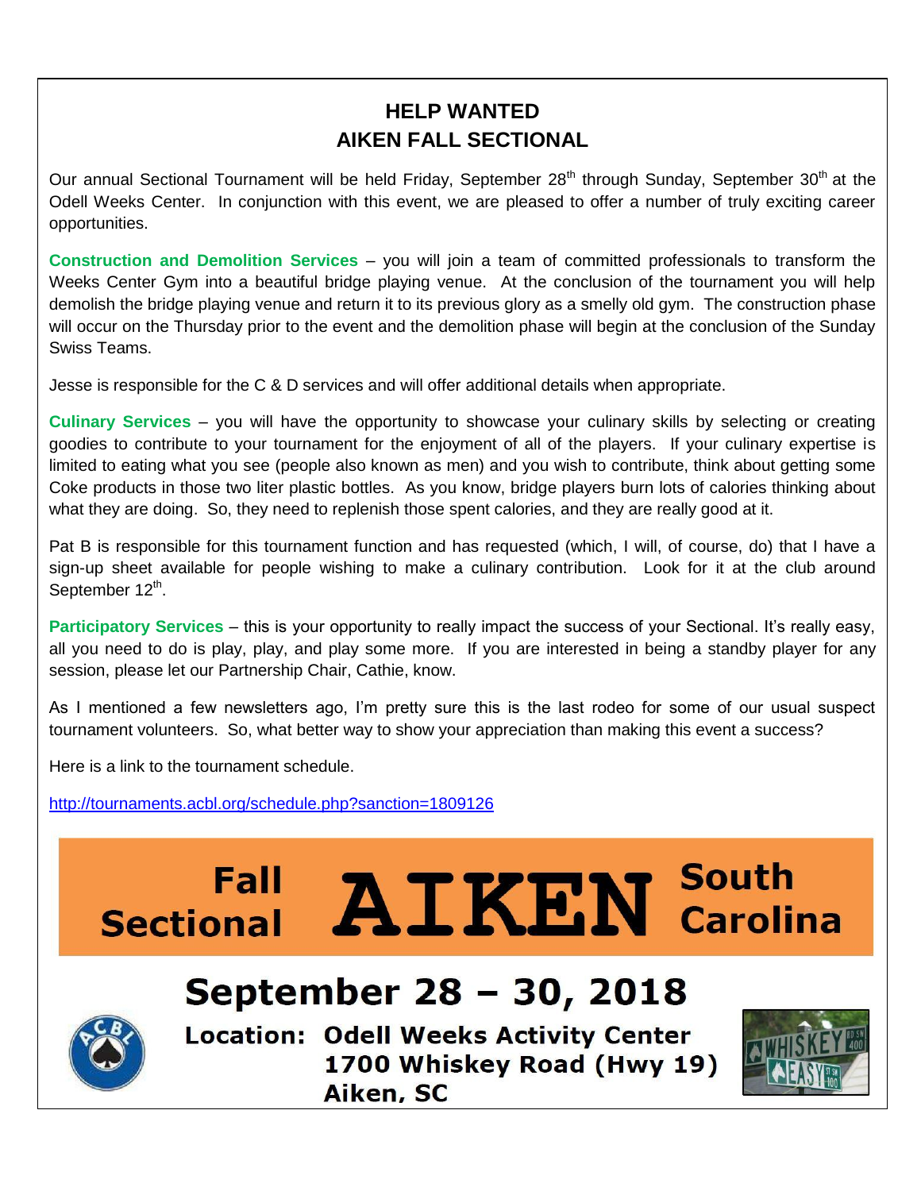## HELP WANTED
## AIKEN FALL SECTIONAL

Our annual Sectional Tournament will be held Friday, September 28th through Sunday, September 30th at the Odell Weeks Center. In conjunction with this event, we are pleased to offer a number of truly exciting career opportunities.

**Construction and Demolition Services** – you will join a team of committed professionals to transform the Weeks Center Gym into a beautiful bridge playing venue. At the conclusion of the tournament you will help demolish the bridge playing venue and return it to its previous glory as a smelly old gym. The construction phase will occur on the Thursday prior to the event and the demolition phase will begin at the conclusion of the Sunday Swiss Teams.

Jesse is responsible for the C & D services and will offer additional details when appropriate.

**Culinary Services** – you will have the opportunity to showcase your culinary skills by selecting or creating goodies to contribute to your tournament for the enjoyment of all of the players. If your culinary expertise is limited to eating what you see (people also known as men) and you wish to contribute, think about getting some Coke products in those two liter plastic bottles. As you know, bridge players burn lots of calories thinking about what they are doing. So, they need to replenish those spent calories, and they are really good at it.

Pat B is responsible for this tournament function and has requested (which, I will, of course, do) that I have a sign-up sheet available for people wishing to make a culinary contribution. Look for it at the club around September 12th.

**Participatory Services** – this is your opportunity to really impact the success of your Sectional. It's really easy, all you need to do is play, play, and play some more. If you are interested in being a standby player for any session, please let our Partnership Chair, Cathie, know.

As I mentioned a few newsletters ago, I'm pretty sure this is the last rodeo for some of our usual suspect tournament volunteers. So, what better way to show your appreciation than making this event a success?

Here is a link to the tournament schedule.

http://tournaments.acbl.org/schedule.php?sanction=1809126

**Fall Sectional AIKEN South Carolina**

**September 28 – 30, 2018**

**Location: Odell Weeks Activity Center**
**1700 Whiskey Road (Hwy 19)**
**Aiken, SC**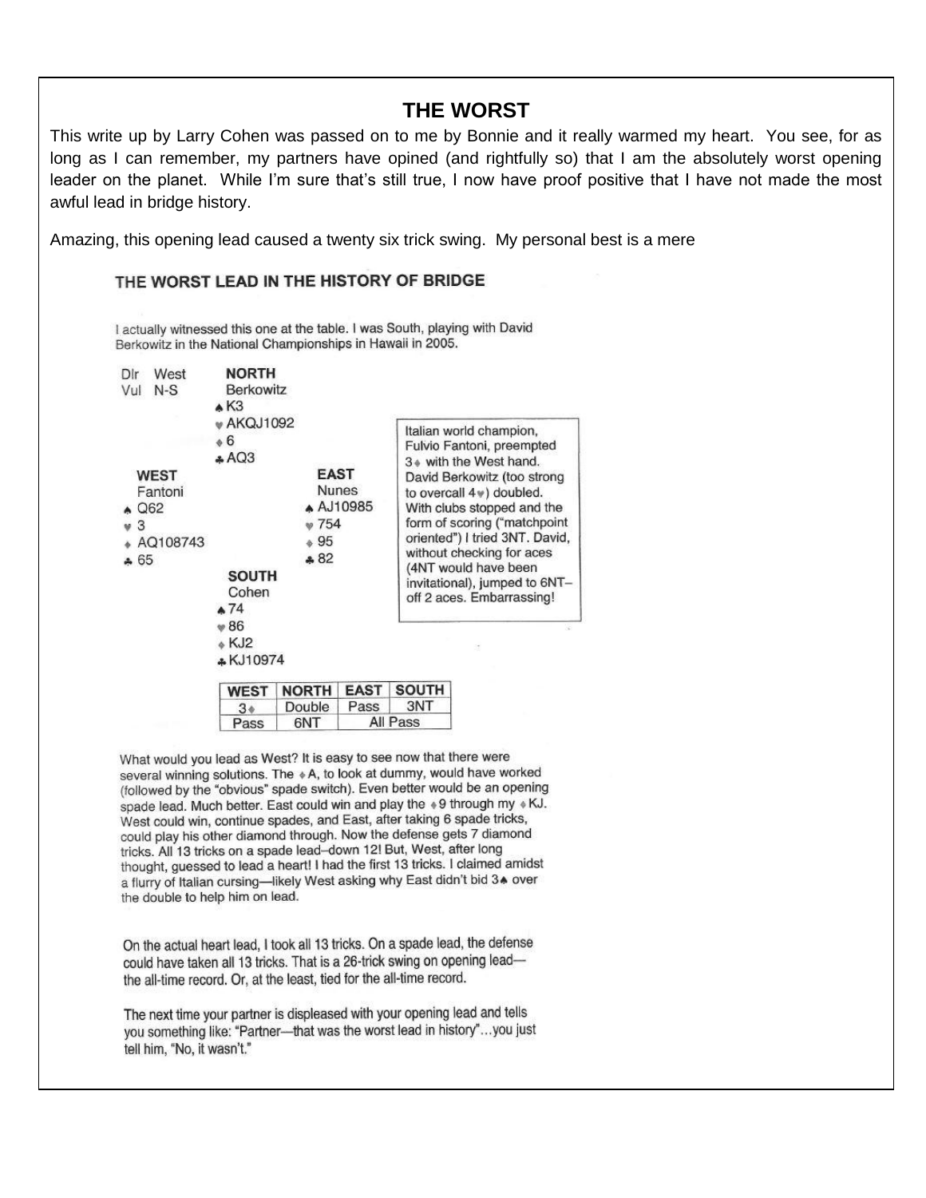## THE WORST

This write up by Larry Cohen was passed on to me by Bonnie and it really warmed my heart. You see, for as long as I can remember, my partners have opined (and rightfully so) that I am the absolutely worst opening leader on the planet. While I'm sure that's still true, I now have proof positive that I have not made the most awful lead in bridge history.

Amazing, this opening lead caused a twenty six trick swing. My personal best is a mere

### THE WORST LEAD IN THE HISTORY OF BRIDGE

I actually witnessed this one at the table. I was South, playing with David Berkowitz in the National Championships in Hawaii in 2005.

Dlr West
Vul N-S

**NORTH**
Berkowitz
♠ K3
♥ AKQJ1092
♦ 6
♣ AQ3

**WEST**
Fantoni
♠ Q62
♥ 3
♦ AQ108743
♣ 65

**EAST**
Nunes
♠ AJ10985
♥ 754
♦ 95
♣ 82

**SOUTH**
Cohen
♠ 74
♥ 86
♦ KJ2
♣ KJ10974

Italian world champion, Fulvio Fantoni, preempted 3♦ with the West hand. David Berkowitz (too strong to overcall 4♥) doubled. With clubs stopped and the form of scoring ("matchpoint oriented") I tried 3NT. David, without checking for aces (4NT would have been invitational), jumped to 6NT–off 2 aces. Embarrassing!

| WEST | NORTH | EAST | SOUTH |
|---|---|---|---|
| 3♦ | Double | Pass | 3NT |
| Pass | 6NT | All Pass | |

What would you lead as West? It is easy to see now that there were several winning solutions. The ♦A, to look at dummy, would have worked (followed by the "obvious" spade switch). Even better would be an opening spade lead. Much better. East could win and play the ♦9 through my ♦KJ. West could win, continue spades, and East, after taking 6 spade tricks, could play his other diamond through. Now the defense gets 7 diamond tricks. All 13 tricks on a spade lead–down 12! But, West, after long thought, guessed to lead a heart! I had the first 13 tricks. I claimed amidst a flurry of Italian cursing—likely West asking why East didn't bid 3♠ over the double to help him on lead.

On the actual heart lead, I took all 13 tricks. On a spade lead, the defense could have taken all 13 tricks. That is a 26-trick swing on opening lead—the all-time record. Or, at the least, tied for the all-time record.

The next time your partner is displeased with your opening lead and tells you something like: "Partner—that was the worst lead in history"…you just tell him, "No, it wasn't."